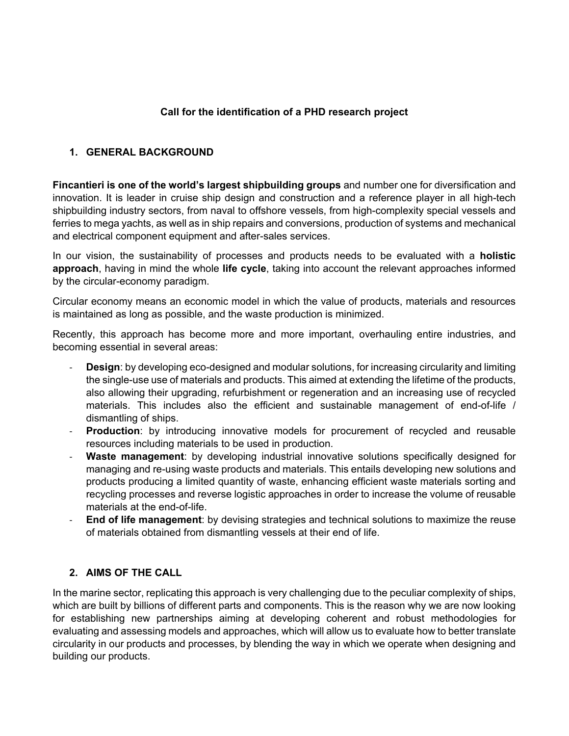**Call for the identification of a PHD research project**

## 1. GENERAL BACKGROUND

**Fincantieri is one of the world's largest shipbuilding groups** and number one for diversification and innovation. It is leader in cruise ship design and construction and a reference player in all high-tech shipbuilding industry sectors, from naval to offshore vessels, from high-complexity special vessels and ferries to mega yachts, as well as in ship repairs and conversions, production of systems and mechanical and electrical component equipment and after-sales services.

In our vision, the sustainability of processes and products needs to be evaluated with a **holistic approach**, having in mind the whole **life cycle**, taking into account the relevant approaches informed by the circular-economy paradigm.

Circular economy means an economic model in which the value of products, materials and resources is maintained as long as possible, and the waste production is minimized.

Recently, this approach has become more and more important, overhauling entire industries, and becoming essential in several areas:

- **Design**: by developing eco-designed and modular solutions, for increasing circularity and limiting the single-use use of materials and products. This aimed at extending the lifetime of the products, also allowing their upgrading, refurbishment or regeneration and an increasing use of recycled materials. This includes also the efficient and sustainable management of end-of-life / dismantling of ships.
- **Production**: by introducing innovative models for procurement of recycled and reusable resources including materials to be used in production.
- **Waste management**: by developing industrial innovative solutions specifically designed for managing and re-using waste products and materials. This entails developing new solutions and products producing a limited quantity of waste, enhancing efficient waste materials sorting and recycling processes and reverse logistic approaches in order to increase the volume of reusable materials at the end-of-life.
- **End of life management**: by devising strategies and technical solutions to maximize the reuse of materials obtained from dismantling vessels at their end of life.

## 2. AIMS OF THE CALL

In the marine sector, replicating this approach is very challenging due to the peculiar complexity of ships, which are built by billions of different parts and components. This is the reason why we are now looking for establishing new partnerships aiming at developing coherent and robust methodologies for evaluating and assessing models and approaches, which will allow us to evaluate how to better translate circularity in our products and processes, by blending the way in which we operate when designing and building our products.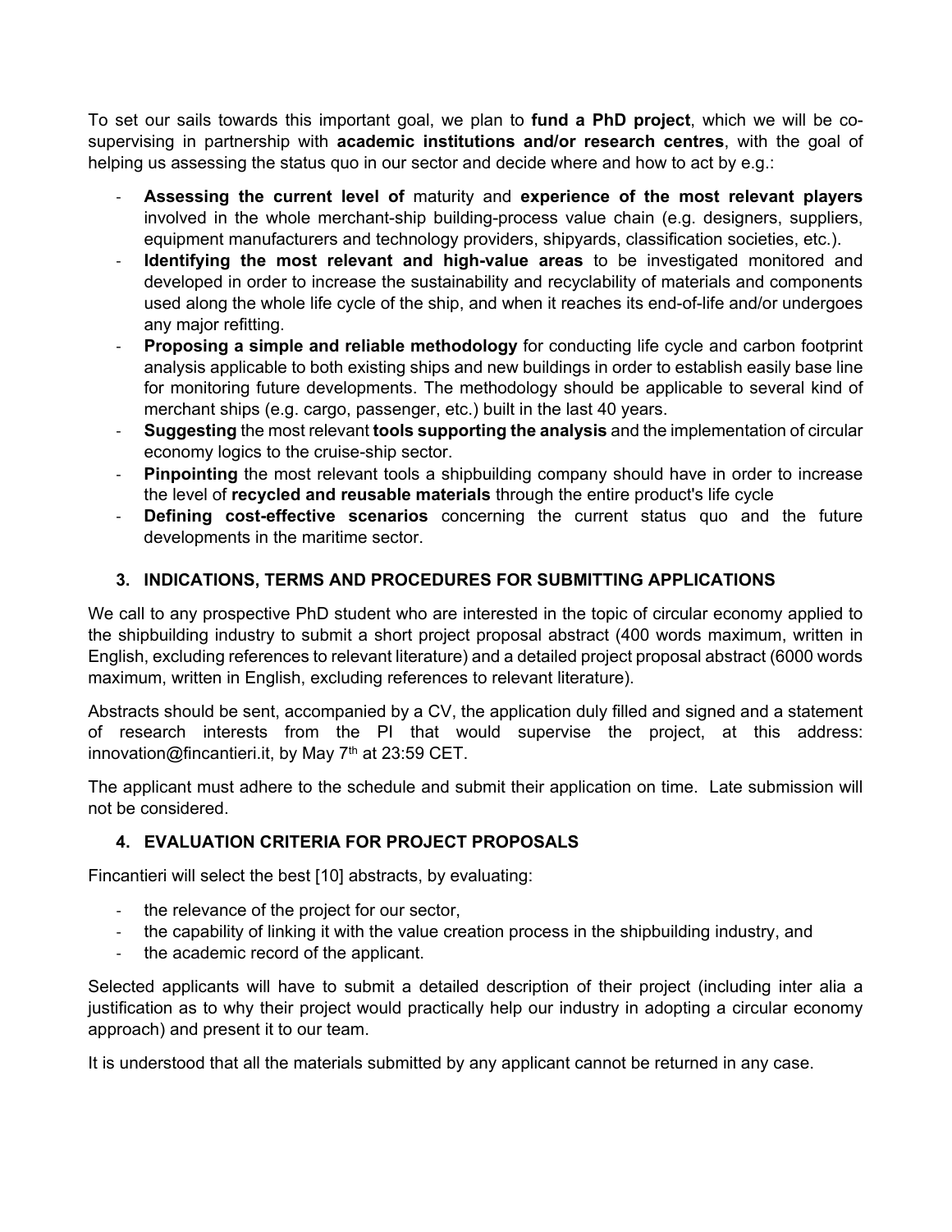To set our sails towards this important goal, we plan to **fund a PhD project**, which we will be co-supervising in partnership with **academic institutions and/or research centres**, with the goal of helping us assessing the status quo in our sector and decide where and how to act by e.g.:

- **Assessing the current level of** maturity and **experience of the most relevant players** involved in the whole merchant-ship building-process value chain (e.g. designers, suppliers, equipment manufacturers and technology providers, shipyards, classification societies, etc.).
- **Identifying the most relevant and high-value areas** to be investigated monitored and developed in order to increase the sustainability and recyclability of materials and components used along the whole life cycle of the ship, and when it reaches its end-of-life and/or undergoes any major refitting.
- **Proposing a simple and reliable methodology** for conducting life cycle and carbon footprint analysis applicable to both existing ships and new buildings in order to establish easily base line for monitoring future developments. The methodology should be applicable to several kind of merchant ships (e.g. cargo, passenger, etc.) built in the last 40 years.
- **Suggesting** the most relevant **tools supporting the analysis** and the implementation of circular economy logics to the cruise-ship sector.
- **Pinpointing** the most relevant tools a shipbuilding company should have in order to increase the level of **recycled and reusable materials** through the entire product's life cycle
- **Defining cost-effective scenarios** concerning the current status quo and the future developments in the maritime sector.

## 3. INDICATIONS, TERMS AND PROCEDURES FOR SUBMITTING APPLICATIONS

We call to any prospective PhD student who are interested in the topic of circular economy applied to the shipbuilding industry to submit a short project proposal abstract (400 words maximum, written in English, excluding references to relevant literature) and a detailed project proposal abstract (6000 words maximum, written in English, excluding references to relevant literature).

Abstracts should be sent, accompanied by a CV, the application duly filled and signed and a statement of research interests from the PI that would supervise the project, at this address: innovation@fincantieri.it, by May 7th at 23:59 CET.

The applicant must adhere to the schedule and submit their application on time. Late submission will not be considered.

## 4. EVALUATION CRITERIA FOR PROJECT PROPOSALS

Fincantieri will select the best [10] abstracts, by evaluating:

- the relevance of the project for our sector,
- the capability of linking it with the value creation process in the shipbuilding industry, and
- the academic record of the applicant.

Selected applicants will have to submit a detailed description of their project (including inter alia a justification as to why their project would practically help our industry in adopting a circular economy approach) and present it to our team.

It is understood that all the materials submitted by any applicant cannot be returned in any case.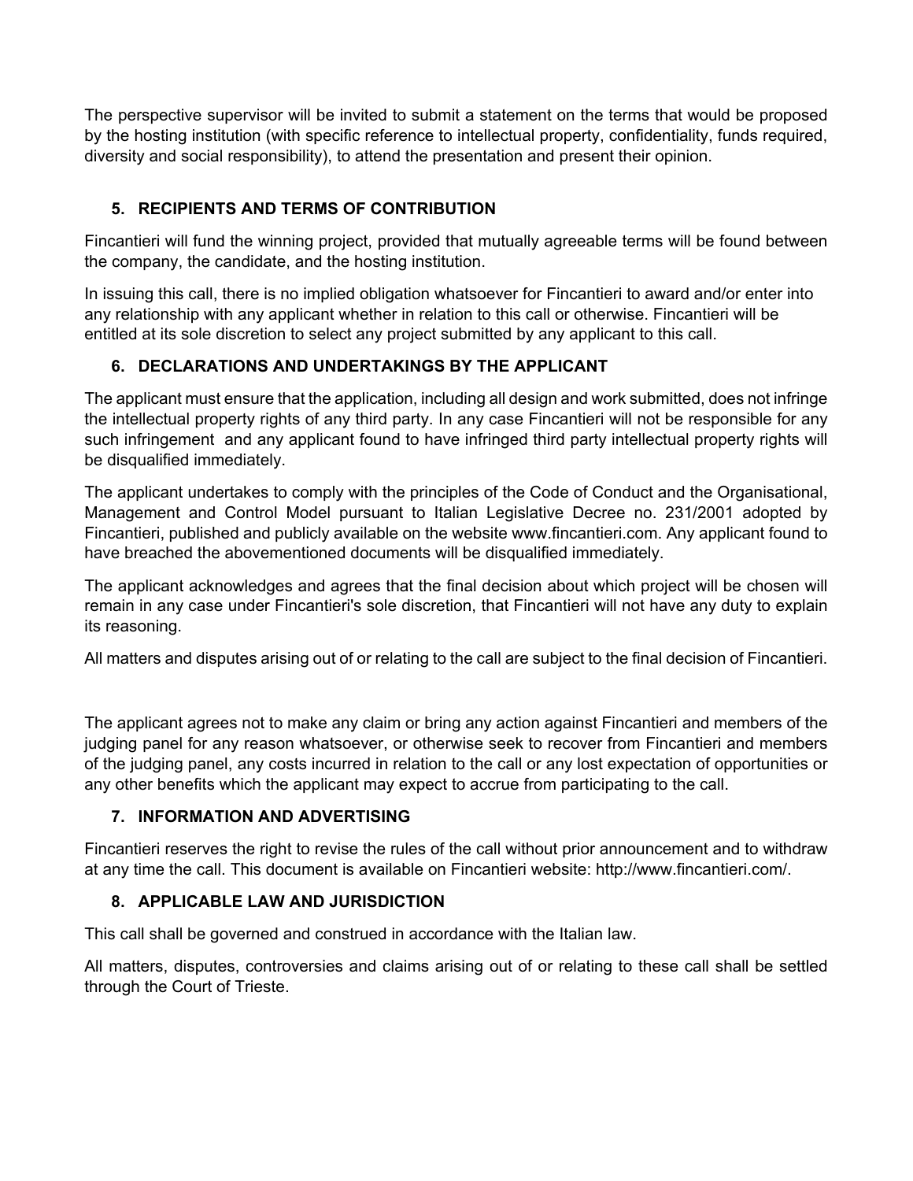The perspective supervisor will be invited to submit a statement on the terms that would be proposed by the hosting institution (with specific reference to intellectual property, confidentiality, funds required, diversity and social responsibility), to attend the presentation and present their opinion.

## 5. RECIPIENTS AND TERMS OF CONTRIBUTION

Fincantieri will fund the winning project, provided that mutually agreeable terms will be found between the company, the candidate, and the hosting institution.

In issuing this call, there is no implied obligation whatsoever for Fincantieri to award and/or enter into any relationship with any applicant whether in relation to this call or otherwise. Fincantieri will be entitled at its sole discretion to select any project submitted by any applicant to this call.

## 6. DECLARATIONS AND UNDERTAKINGS BY THE APPLICANT

The applicant must ensure that the application, including all design and work submitted, does not infringe the intellectual property rights of any third party. In any case Fincantieri will not be responsible for any such infringement and any applicant found to have infringed third party intellectual property rights will be disqualified immediately.

The applicant undertakes to comply with the principles of the Code of Conduct and the Organisational, Management and Control Model pursuant to Italian Legislative Decree no. 231/2001 adopted by Fincantieri, published and publicly available on the website www.fincantieri.com. Any applicant found to have breached the abovementioned documents will be disqualified immediately.

The applicant acknowledges and agrees that the final decision about which project will be chosen will remain in any case under Fincantieri's sole discretion, that Fincantieri will not have any duty to explain its reasoning.

All matters and disputes arising out of or relating to the call are subject to the final decision of Fincantieri.

The applicant agrees not to make any claim or bring any action against Fincantieri and members of the judging panel for any reason whatsoever, or otherwise seek to recover from Fincantieri and members of the judging panel, any costs incurred in relation to the call or any lost expectation of opportunities or any other benefits which the applicant may expect to accrue from participating to the call.

## 7. INFORMATION AND ADVERTISING

Fincantieri reserves the right to revise the rules of the call without prior announcement and to withdraw at any time the call. This document is available on Fincantieri website: http://www.fincantieri.com/.

## 8. APPLICABLE LAW AND JURISDICTION

This call shall be governed and construed in accordance with the Italian law.

All matters, disputes, controversies and claims arising out of or relating to these call shall be settled through the Court of Trieste.